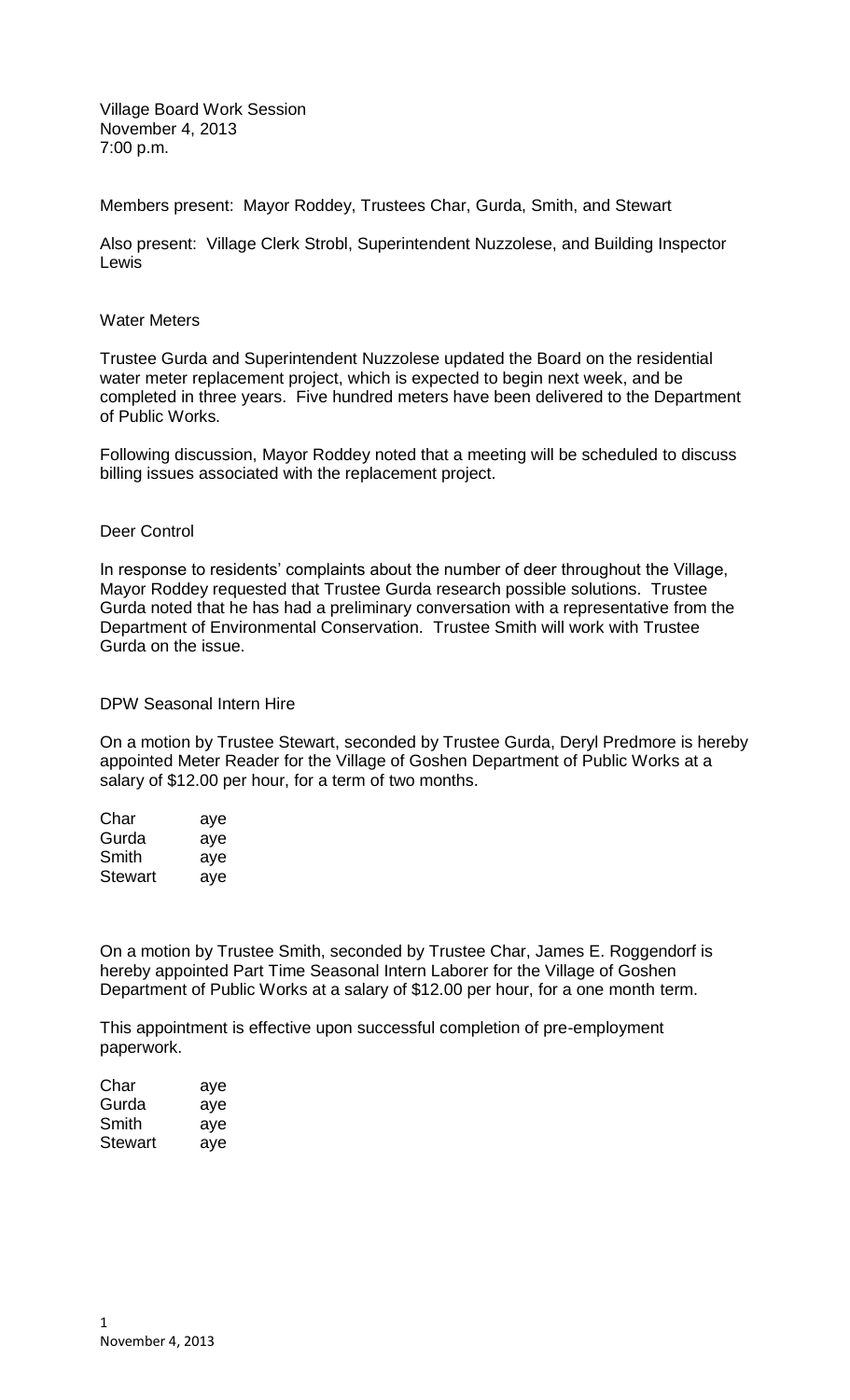Village Board Work Session
November 4, 2013
7:00 p.m.

Members present: Mayor Roddey, Trustees Char, Gurda, Smith, and Stewart

Also present: Village Clerk Strobl, Superintendent Nuzzolese, and Building Inspector Lewis

## Water Meters

Trustee Gurda and Superintendent Nuzzolese updated the Board on the residential water meter replacement project, which is expected to begin next week, and be completed in three years. Five hundred meters have been delivered to the Department of Public Works.

Following discussion, Mayor Roddey noted that a meeting will be scheduled to discuss billing issues associated with the replacement project.

## Deer Control

In response to residents' complaints about the number of deer throughout the Village, Mayor Roddey requested that Trustee Gurda research possible solutions. Trustee Gurda noted that he has had a preliminary conversation with a representative from the Department of Environmental Conservation. Trustee Smith will work with Trustee Gurda on the issue.

## DPW Seasonal Intern Hire

On a motion by Trustee Stewart, seconded by Trustee Gurda, Deryl Predmore is hereby appointed Meter Reader for the Village of Goshen Department of Public Works at a salary of $12.00 per hour, for a term of two months.

| | |
|---|---|
| Char | aye |
| Gurda | aye |
| Smith | aye |
| Stewart | aye |

On a motion by Trustee Smith, seconded by Trustee Char, James E. Roggendorf is hereby appointed Part Time Seasonal Intern Laborer for the Village of Goshen Department of Public Works at a salary of $12.00 per hour, for a one month term.

This appointment is effective upon successful completion of pre-employment paperwork.

| | |
|---|---|
| Char | aye |
| Gurda | aye |
| Smith | aye |
| Stewart | aye |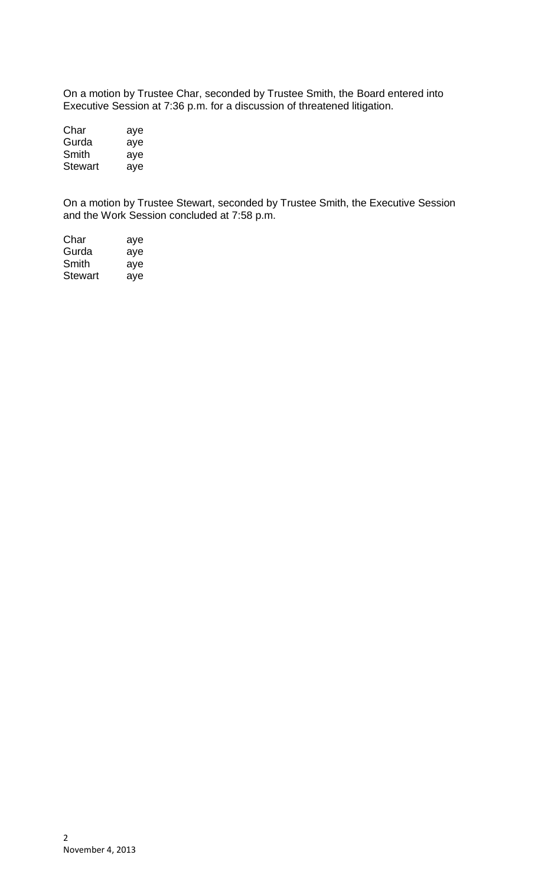On a motion by Trustee Char, seconded by Trustee Smith, the Board entered into Executive Session at 7:36 p.m. for a discussion of threatened litigation.

| | |
|---|---|
| Char | aye |
| Gurda | aye |
| Smith | aye |
| Stewart | aye |

On a motion by Trustee Stewart, seconded by Trustee Smith, the Executive Session and the Work Session concluded at 7:58 p.m.

| | |
|---|---|
| Char | aye |
| Gurda | aye |
| Smith | aye |
| Stewart | aye |